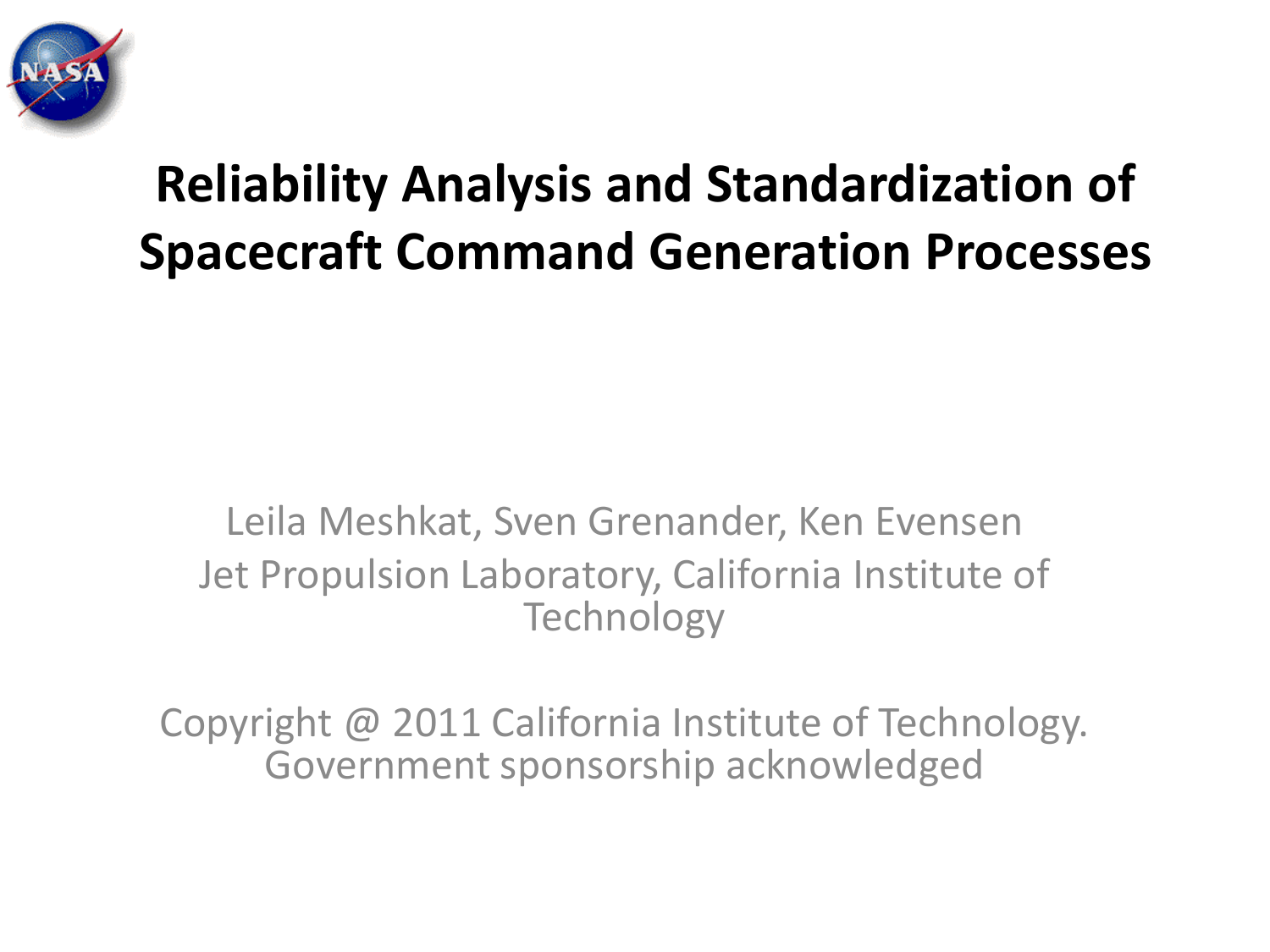# Reliability Analysis and Standardization of Spacecraft Command Generation Processes

Leila Meshkat, Sven Grenander, Ken Evensen
Jet Propulsion Laboratory, California Institute of Technology

Copyright @ 2011 California Institute of Technology. Government sponsorship acknowledged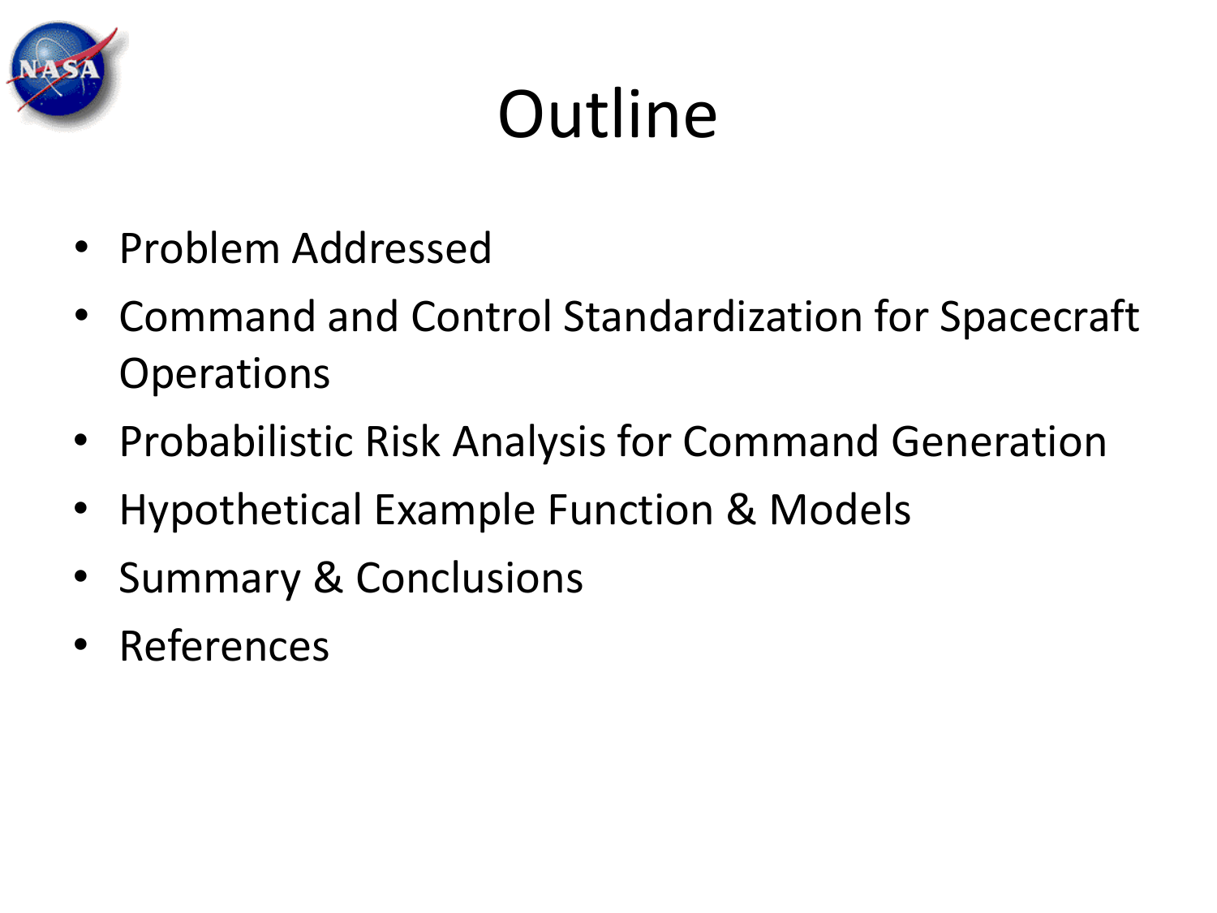# Outline

- Problem Addressed
- Command and Control Standardization for Spacecraft Operations
- Probabilistic Risk Analysis for Command Generation
- Hypothetical Example Function & Models
- Summary & Conclusions
- References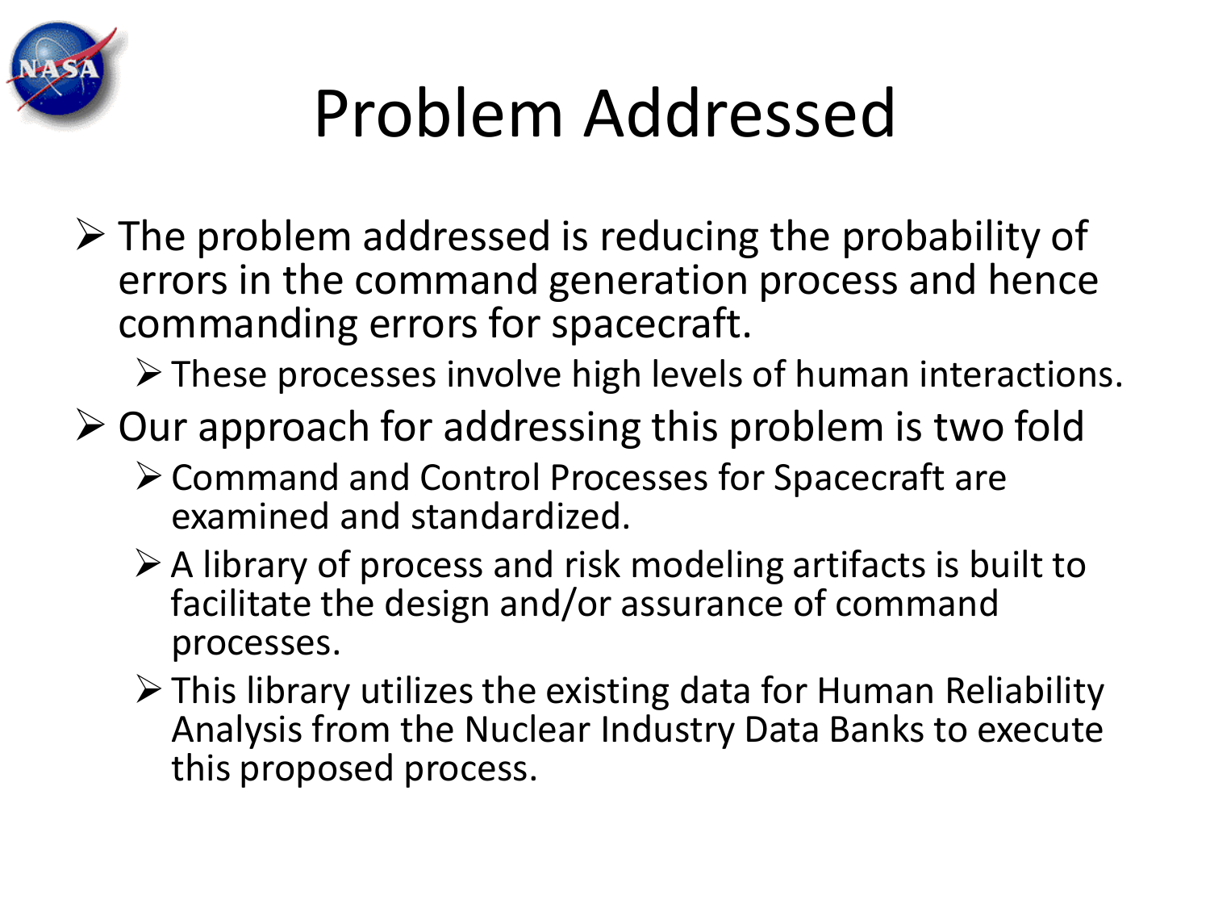# Problem Addressed

- The problem addressed is reducing the probability of errors in the command generation process and hence commanding errors for spacecraft.
  - These processes involve high levels of human interactions.
- Our approach for addressing this problem is two fold
  - Command and Control Processes for Spacecraft are examined and standardized.
  - A library of process and risk modeling artifacts is built to facilitate the design and/or assurance of command processes.
  - This library utilizes the existing data for Human Reliability Analysis from the Nuclear Industry Data Banks to execute this proposed process.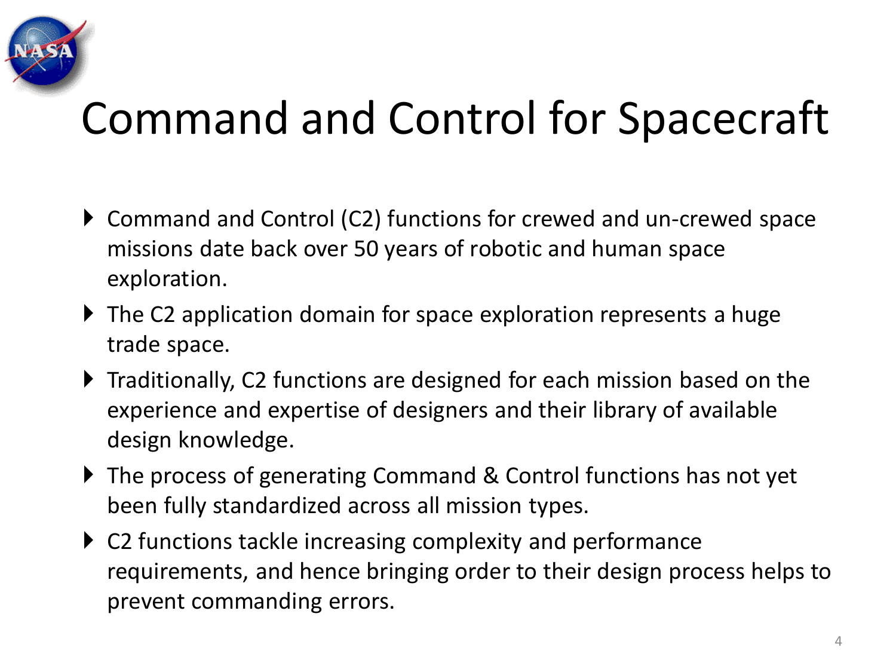# Command and Control for Spacecraft

- Command and Control (C2) functions for crewed and un-crewed space missions date back over 50 years of robotic and human space exploration.
- The C2 application domain for space exploration represents a huge trade space.
- Traditionally, C2 functions are designed for each mission based on the experience and expertise of designers and their library of available design knowledge.
- The process of generating Command & Control functions has not yet been fully standardized across all mission types.
- C2 functions tackle increasing complexity and performance requirements, and hence bringing order to their design process helps to prevent commanding errors.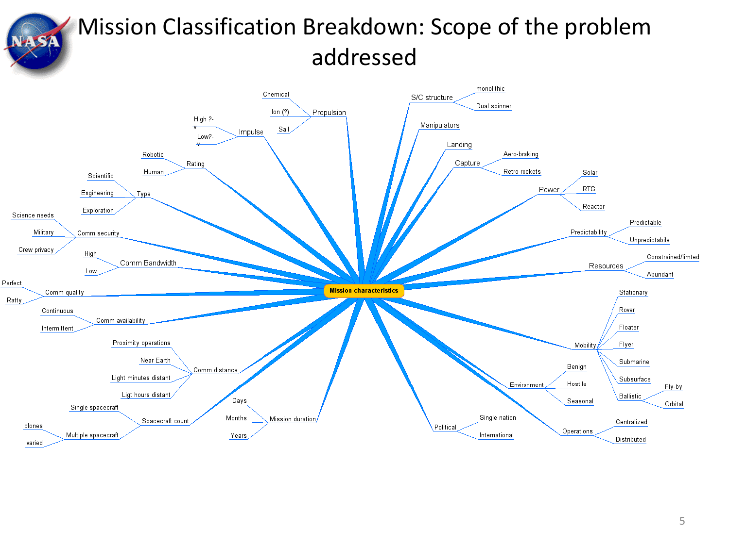# Mission Classification Breakdown: Scope of the problem addressed

**Mission characteristics**

- Propulsion
  - Chemical
  - Ion (?)
  - Sail
- Impulse
  - High ?-
  - Low?-
- Rating
  - Robotic
  - Human
- Type
  - Scientific
  - Engineering
  - Exploration
- Comm security
  - Science needs
  - Military
  - Crew privacy
- Comm Bandwidth
  - High
  - Low
- Comm quality
  - Perfect
  - Ratty
- Comm availability
  - Continuous
  - Intermittent
- Comm distance
  - Proximity operations
  - Near Earth
  - Light minutes distant
  - Ligt hours distant
- Spacecraft count
  - Single spacecraft
  - Multiple spacecraft
    - clones
    - varied
- Mission duration
  - Days
  - Months
  - Years
- Political
  - Single nation
  - International
- Operations
  - Centralized
  - Distributed
- Environment
  - Benign
  - Hostilo
  - Seasonal
- Mobility
  - Stationary
  - Rover
  - Floater
  - Flyer
  - Submarine
  - Subsurface
  - Ballistic
    - Fly-by
    - Orbital
- Resources
  - Constrained/limted
  - Abundant
- Predictability
  - Predictable
  - Unpredictabile
- Power
  - Solar
  - RTG
  - Reactor
- Capture
  - Aero-braking
  - Retro rockets
- Landing
- Manipulators
- S/C structure
  - monolithic
  - Dual spinner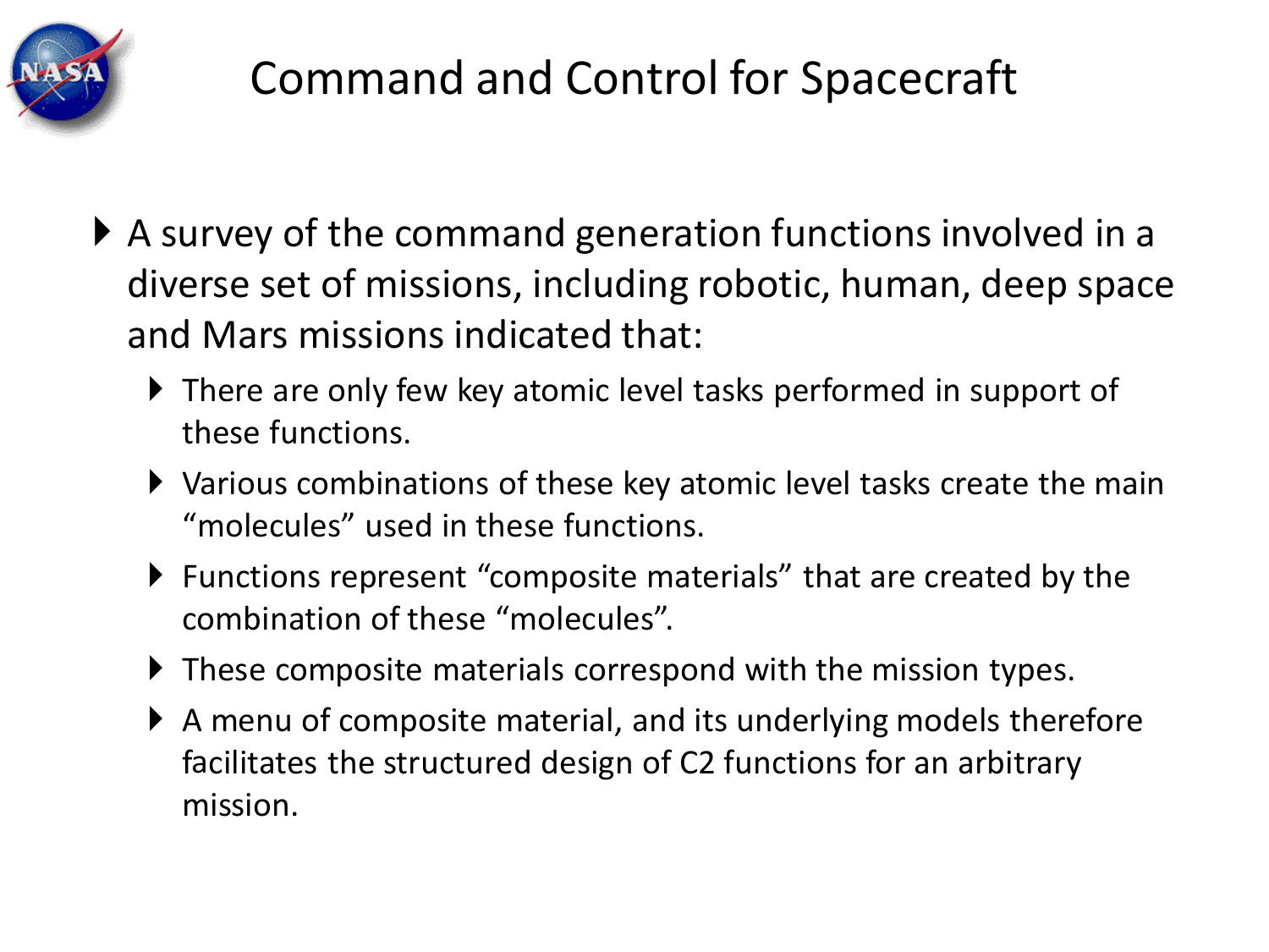# Command and Control for Spacecraft

- A survey of the command generation functions involved in a diverse set of missions, including robotic, human, deep space and Mars missions indicated that:
  - There are only few key atomic level tasks performed in support of these functions.
  - Various combinations of these key atomic level tasks create the main "molecules" used in these functions.
  - Functions represent "composite materials" that are created by the combination of these "molecules".
  - These composite materials correspond with the mission types.
  - A menu of composite material, and its underlying models therefore facilitates the structured design of C2 functions for an arbitrary mission.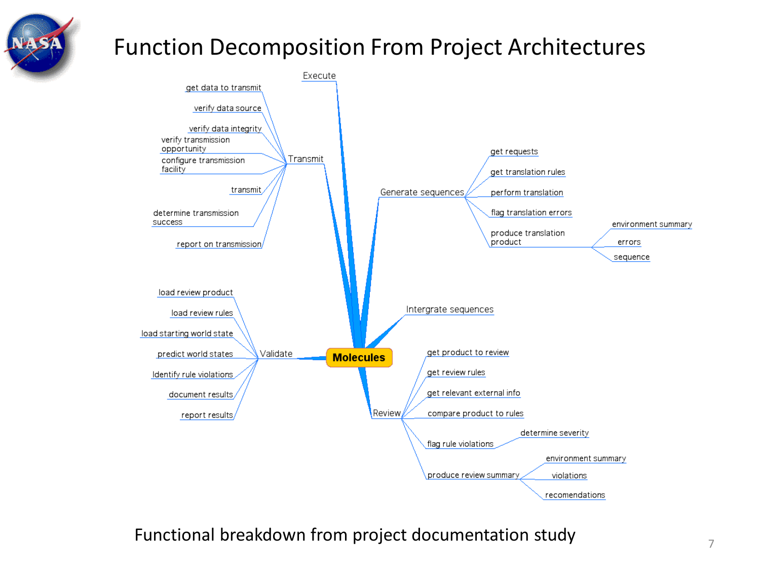# Function Decomposition From Project Architectures

- **Molecules**
  - Execute
  - Transmit
    - get data to transmit
    - verify data source
    - verify data integrity
    - verify transmission opportunity
    - configure transmission facility
    - transmit
    - determine transmission success
    - report on transmission
  - Generate sequences
    - get requests
    - get translation rules
    - perform translation
    - flag translation errors
    - produce translation product
      - environment summary
      - errors
      - sequence
  - Intergrate sequences
  - Validate
    - load review product
    - load review rules
    - load starting world state
    - predict world states
    - Identify rule violations
    - document results
    - report results
  - Review
    - get product to review
    - get review rules
    - get relevant external info
    - compare product to rules
    - flag rule violations
      - determine severity
    - produce review summary
      - environment summary
      - violations
      - recomendations

Functional breakdown from project documentation study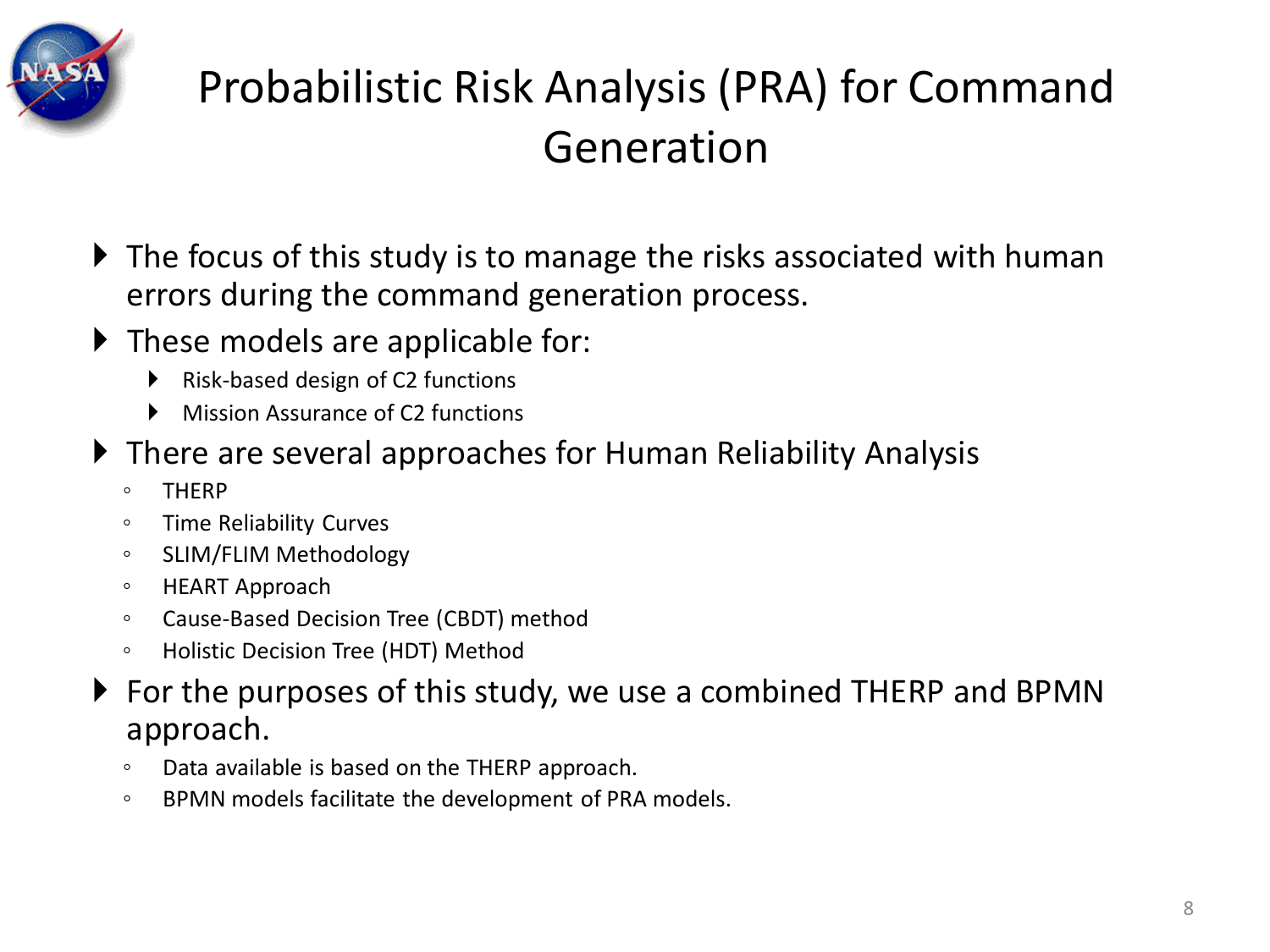# Probabilistic Risk Analysis (PRA) for Command Generation

- The focus of this study is to manage the risks associated with human errors during the command generation process.
- These models are applicable for:
  - Risk-based design of C2 functions
  - Mission Assurance of C2 functions
- There are several approaches for Human Reliability Analysis
  - THERP
  - Time Reliability Curves
  - SLIM/FLIM Methodology
  - HEART Approach
  - Cause-Based Decision Tree (CBDT) method
  - Holistic Decision Tree (HDT) Method
- For the purposes of this study, we use a combined THERP and BPMN approach.
  - Data available is based on the THERP approach.
  - BPMN models facilitate the development of PRA models.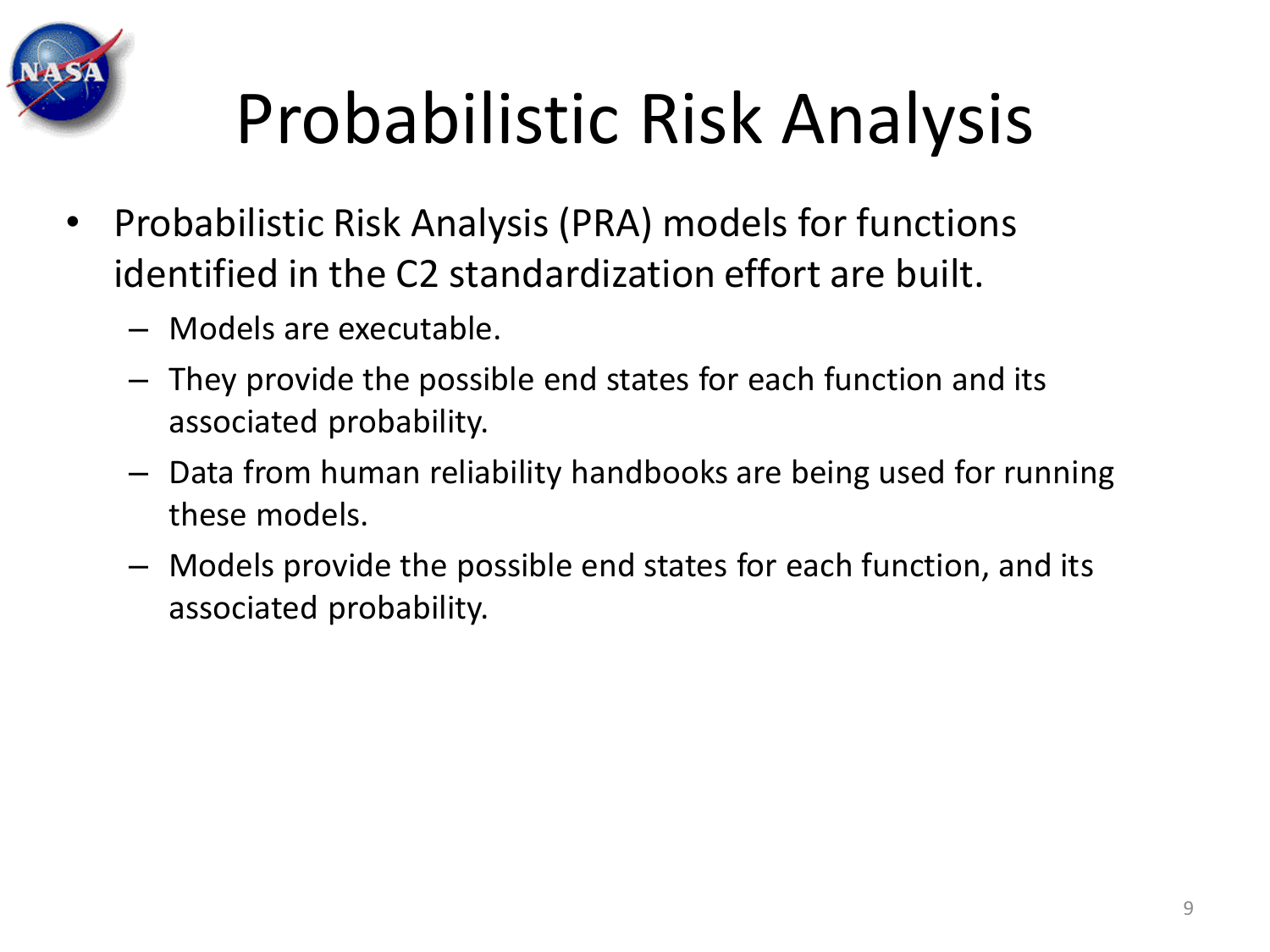# Probabilistic Risk Analysis

- Probabilistic Risk Analysis (PRA) models for functions identified in the C2 standardization effort are built.
  - Models are executable.
  - They provide the possible end states for each function and its associated probability.
  - Data from human reliability handbooks are being used for running these models.
  - Models provide the possible end states for each function, and its associated probability.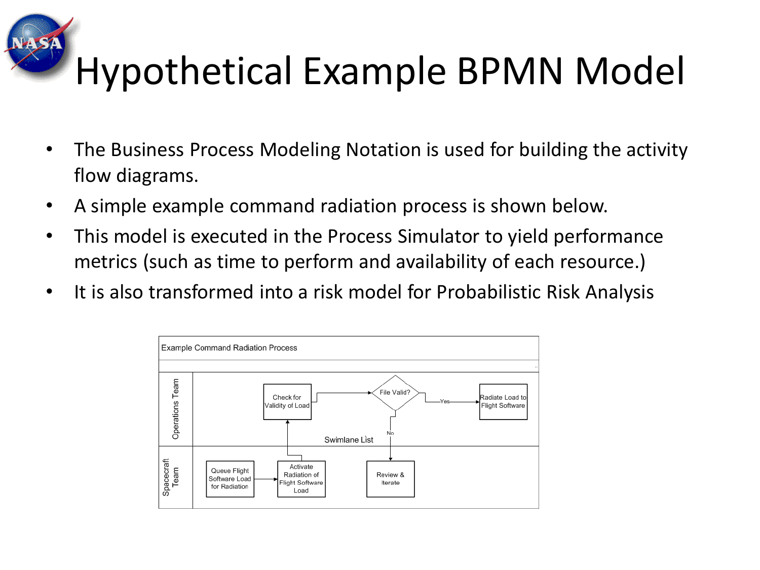# Hypothetical Example BPMN Model

- The Business Process Modeling Notation is used for building the activity flow diagrams.
- A simple example command radiation process is shown below.
- This model is executed in the Process Simulator to yield performance metrics (such as time to perform and availability of each resource.)
- It is also transformed into a risk model for Probabilistic Risk Analysis

Example Command Radiation Process

Operations Team: Check for Validity of Load → File Valid? → Yes → Radiate Load to Flight Software; No → Review & Iterate

Swimlane List

Spacecraft Team: Queue Flight Software Load for Radiation → Activate Radiation of Flight Software Load → Check for Validity of Load; Review & Iterate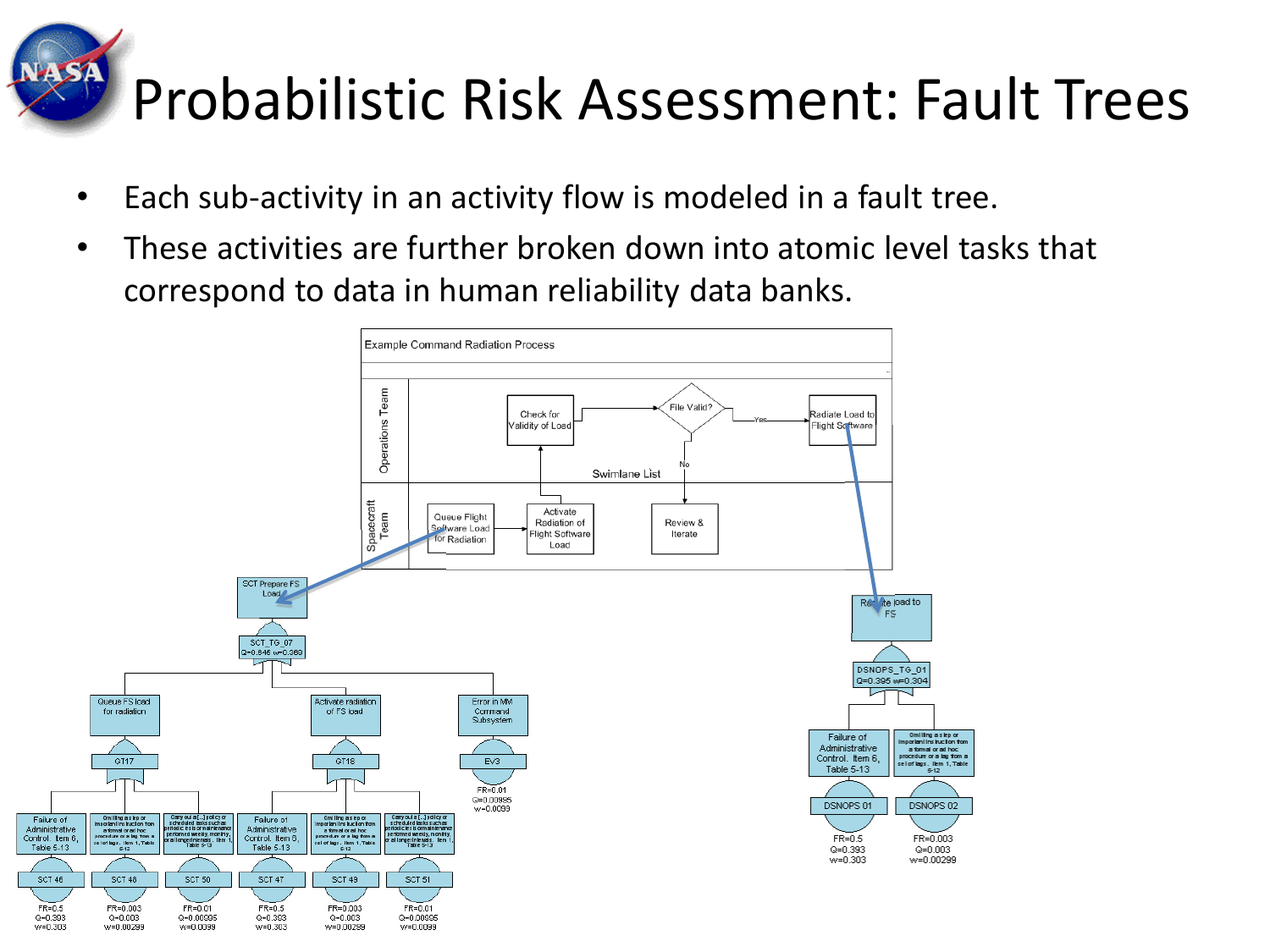# Probabilistic Risk Assessment: Fault Trees

- Each sub-activity in an activity flow is modeled in a fault tree.
- These activities are further broken down into atomic level tasks that correspond to data in human reliability data banks.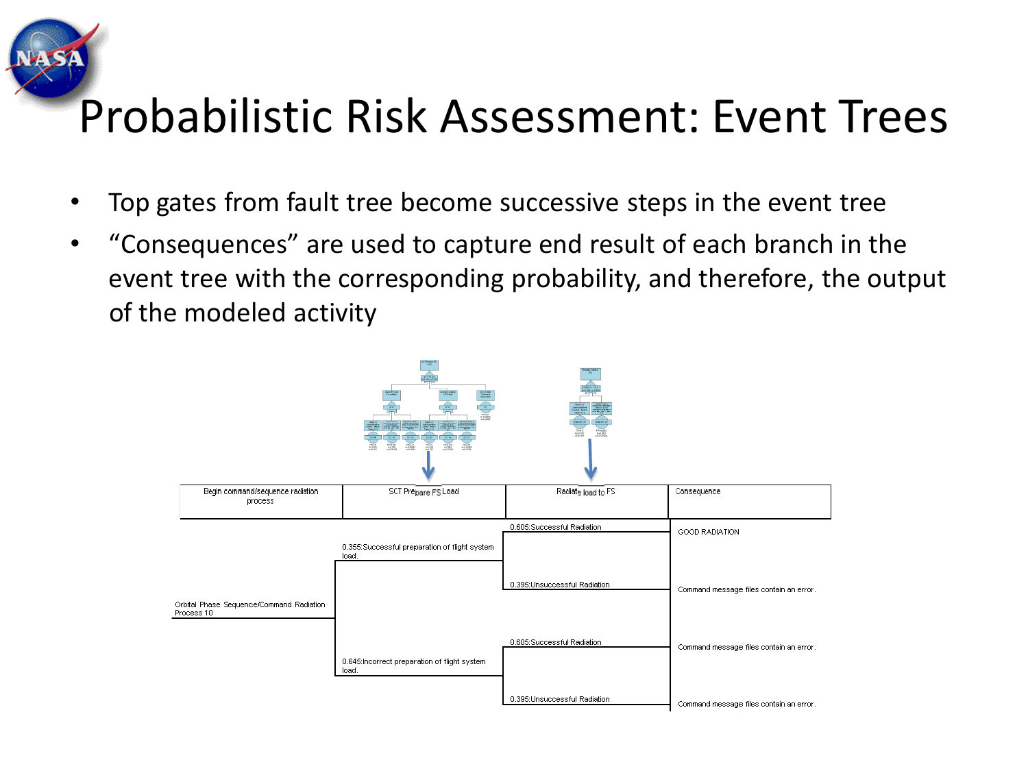# Probabilistic Risk Assessment: Event Trees

- Top gates from fault tree become successive steps in the event tree
- "Consequences" are used to capture end result of each branch in the event tree with the corresponding probability, and therefore, the output of the modeled activity

| Begin command/sequence radiation process | SCT Prepare FS Load | Radiate load to FS | Consequence |
|---|---|---|---|
| Orbital Phase Sequence/Command Radiation Process 10 | 0.355:Successful preparation of flight system load. | 0.605:Successful Radiation | GOOD RADIATION |
| | | 0.395:Unsuccessful Radiation | Command message files contain an error. |
| | 0.645:Incorrect preparation of flight system load. | 0.605:Successful Radiation | Command message files contain an error. |
| | | 0.395:Unsuccessful Radiation | Command message files contain an error. |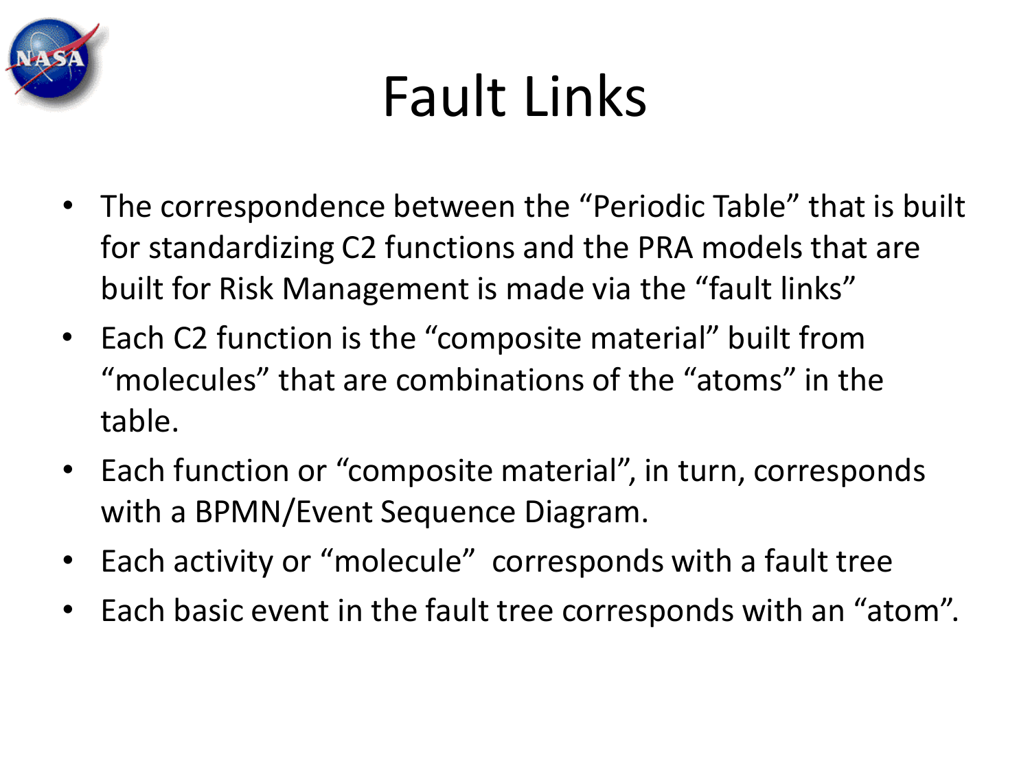# Fault Links

- The correspondence between the "Periodic Table" that is built for standardizing C2 functions and the PRA models that are built for Risk Management is made via the "fault links"
- Each C2 function is the "composite material" built from "molecules" that are combinations of the "atoms" in the table.
- Each function or "composite material", in turn, corresponds with a BPMN/Event Sequence Diagram.
- Each activity or "molecule" corresponds with a fault tree
- Each basic event in the fault tree corresponds with an "atom".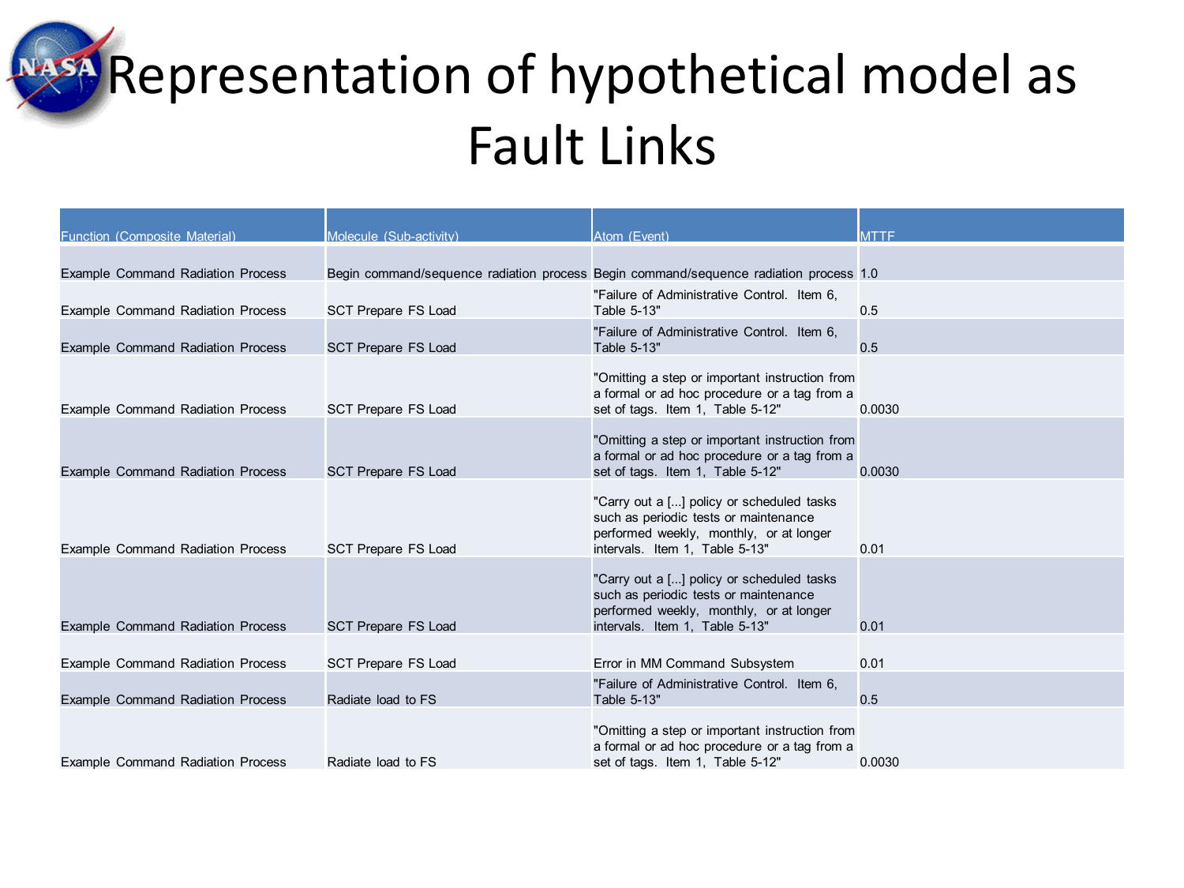# Representation of hypothetical model as Fault Links

| Function (Composite Material) | Molecule (Sub-activity) | Atom (Event) | MTTF |
|---|---|---|---|
| Example Command Radiation Process | Begin command/sequence radiation process | Begin command/sequence radiation process | 1.0 |
| Example Command Radiation Process | SCT Prepare FS Load | "Failure of Administrative Control. Item 6, Table 5-13" | 0.5 |
| Example Command Radiation Process | SCT Prepare FS Load | "Failure of Administrative Control. Item 6, Table 5-13" | 0.5 |
| Example Command Radiation Process | SCT Prepare FS Load | "Omitting a step or important instruction from a formal or ad hoc procedure or a tag from a set of tags. Item 1, Table 5-12" | 0.0030 |
| Example Command Radiation Process | SCT Prepare FS Load | "Omitting a step or important instruction from a formal or ad hoc procedure or a tag from a set of tags. Item 1, Table 5-12" | 0.0030 |
| Example Command Radiation Process | SCT Prepare FS Load | "Carry out a [...] policy or scheduled tasks such as periodic tests or maintenance performed weekly, monthly, or at longer intervals. Item 1, Table 5-13" | 0.01 |
| Example Command Radiation Process | SCT Prepare FS Load | "Carry out a [...] policy or scheduled tasks such as periodic tests or maintenance performed weekly, monthly, or at longer intervals. Item 1, Table 5-13" | 0.01 |
| Example Command Radiation Process | SCT Prepare FS Load | Error in MM Command Subsystem | 0.01 |
| Example Command Radiation Process | Radiate load to FS | "Failure of Administrative Control. Item 6, Table 5-13" | 0.5 |
| Example Command Radiation Process | Radiate load to FS | "Omitting a step or important instruction from a formal or ad hoc procedure or a tag from a set of tags. Item 1, Table 5-12" | 0.0030 |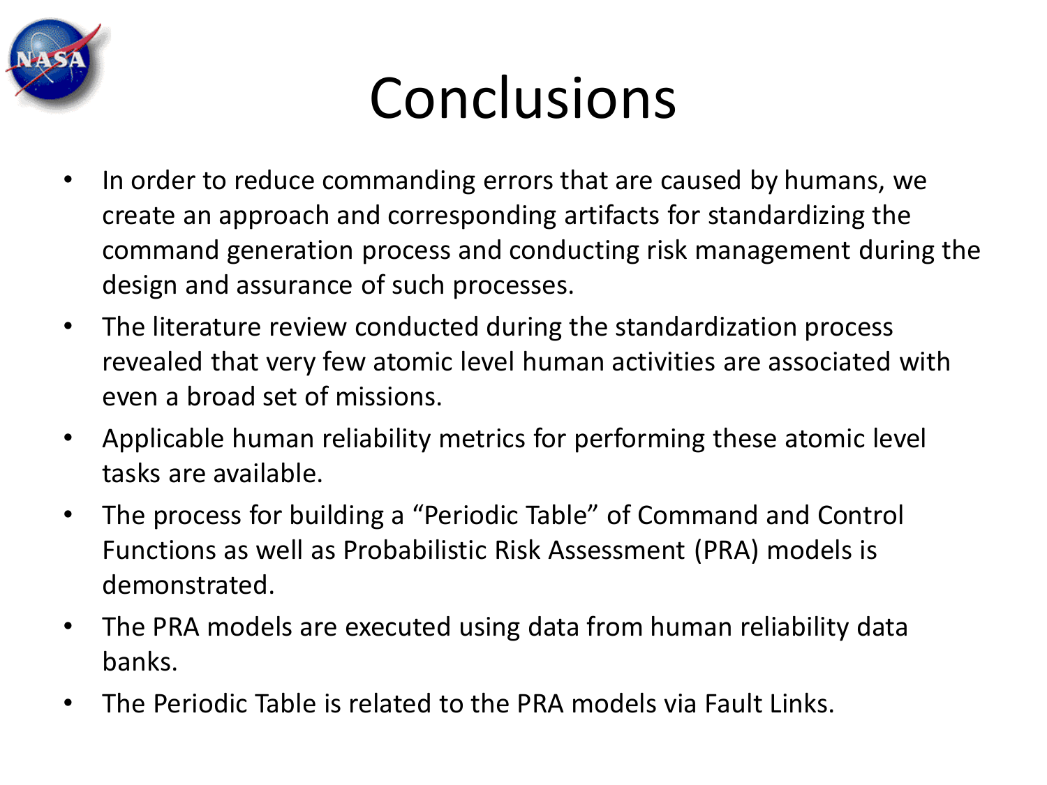# Conclusions

- In order to reduce commanding errors that are caused by humans, we create an approach and corresponding artifacts for standardizing the command generation process and conducting risk management during the design and assurance of such processes.
- The literature review conducted during the standardization process revealed that very few atomic level human activities are associated with even a broad set of missions.
- Applicable human reliability metrics for performing these atomic level tasks are available.
- The process for building a "Periodic Table" of Command and Control Functions as well as Probabilistic Risk Assessment (PRA) models is demonstrated.
- The PRA models are executed using data from human reliability data banks.
- The Periodic Table is related to the PRA models via Fault Links.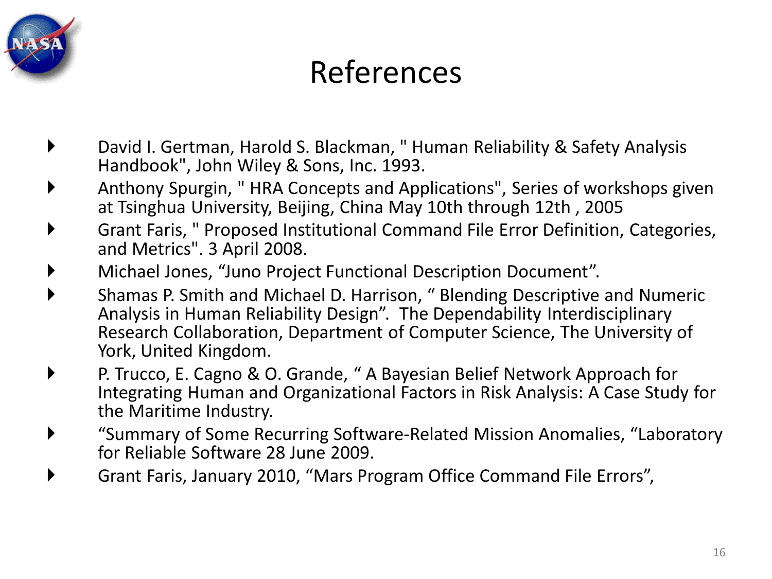# References

- David I. Gertman, Harold S. Blackman, " Human Reliability & Safety Analysis Handbook", John Wiley & Sons, Inc. 1993.
- Anthony Spurgin, " HRA Concepts and Applications", Series of workshops given at Tsinghua University, Beijing, China May 10th through 12th , 2005
- Grant Faris, " Proposed Institutional Command File Error Definition, Categories, and Metrics". 3 April 2008.
- Michael Jones, “Juno Project Functional Description Document”.
- Shamas P. Smith and Michael D. Harrison, “ Blending Descriptive and Numeric Analysis in Human Reliability Design”. The Dependability Interdisciplinary Research Collaboration, Department of Computer Science, The University of York, United Kingdom.
- P. Trucco, E. Cagno & O. Grande, “ A Bayesian Belief Network Approach for Integrating Human and Organizational Factors in Risk Analysis: A Case Study for the Maritime Industry.
- “Summary of Some Recurring Software-Related Mission Anomalies, “Laboratory for Reliable Software 28 June 2009.
- Grant Faris, January 2010, “Mars Program Office Command File Errors”,